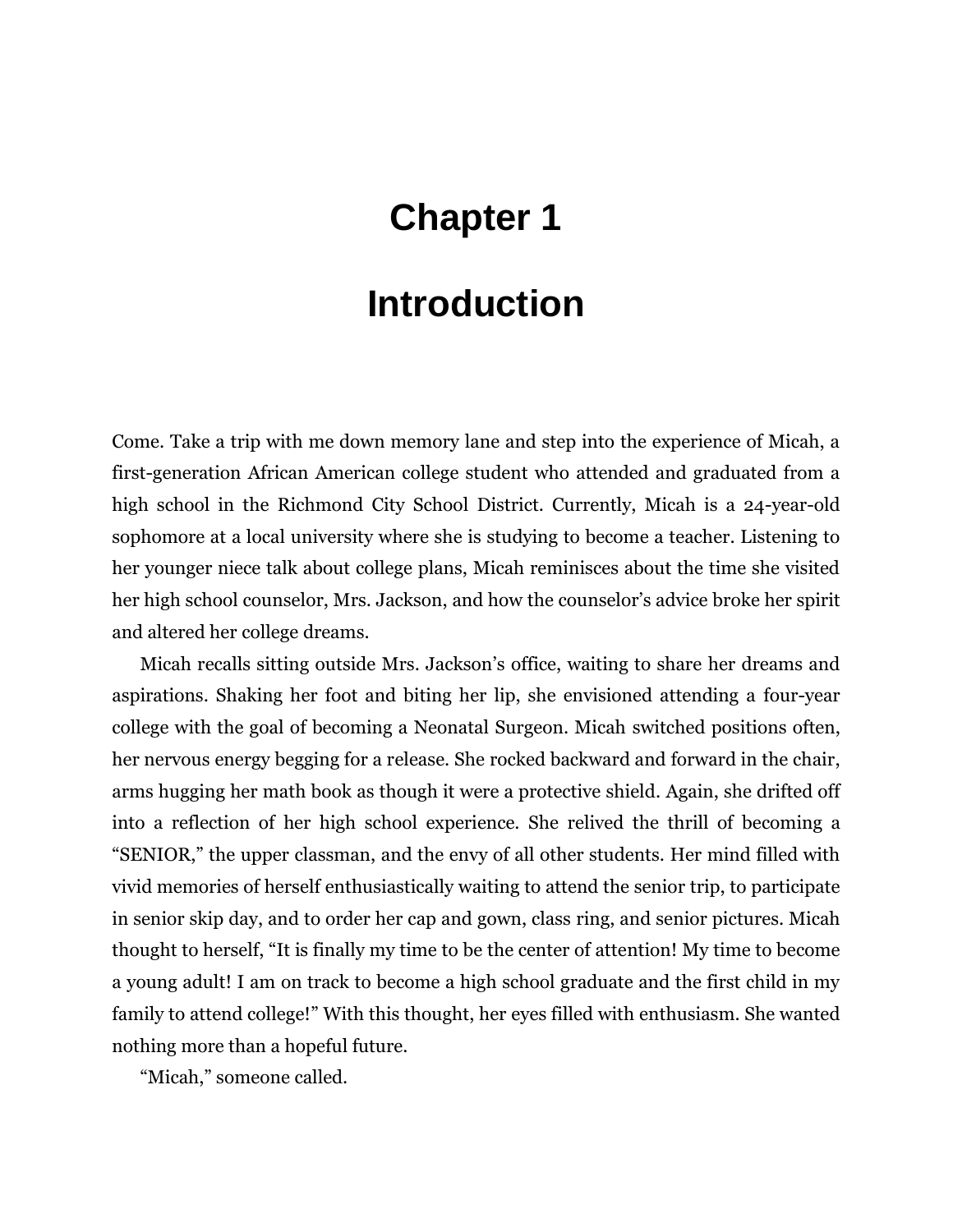# Chapter 1

# Introduction

Come. Take a trip with me down memory lane and step into the experience of Micah, a first-generation African American college student who attended and graduated from a high school in the Richmond City School District. Currently, Micah is a 24-year-old sophomore at a local university where she is studying to become a teacher. Listening to her younger niece talk about college plans, Micah reminisces about the time she visited her high school counselor, Mrs. Jackson, and how the counselor's advice broke her spirit and altered her college dreams.

Micah recalls sitting outside Mrs. Jackson's office, waiting to share her dreams and aspirations. Shaking her foot and biting her lip, she envisioned attending a four-year college with the goal of becoming a Neonatal Surgeon. Micah switched positions often, her nervous energy begging for a release. She rocked backward and forward in the chair, arms hugging her math book as though it were a protective shield. Again, she drifted off into a reflection of her high school experience. She relived the thrill of becoming a "SENIOR," the upper classman, and the envy of all other students. Her mind filled with vivid memories of herself enthusiastically waiting to attend the senior trip, to participate in senior skip day, and to order her cap and gown, class ring, and senior pictures. Micah thought to herself, "It is finally my time to be the center of attention! My time to become a young adult! I am on track to become a high school graduate and the first child in my family to attend college!" With this thought, her eyes filled with enthusiasm. She wanted nothing more than a hopeful future.

"Micah," someone called.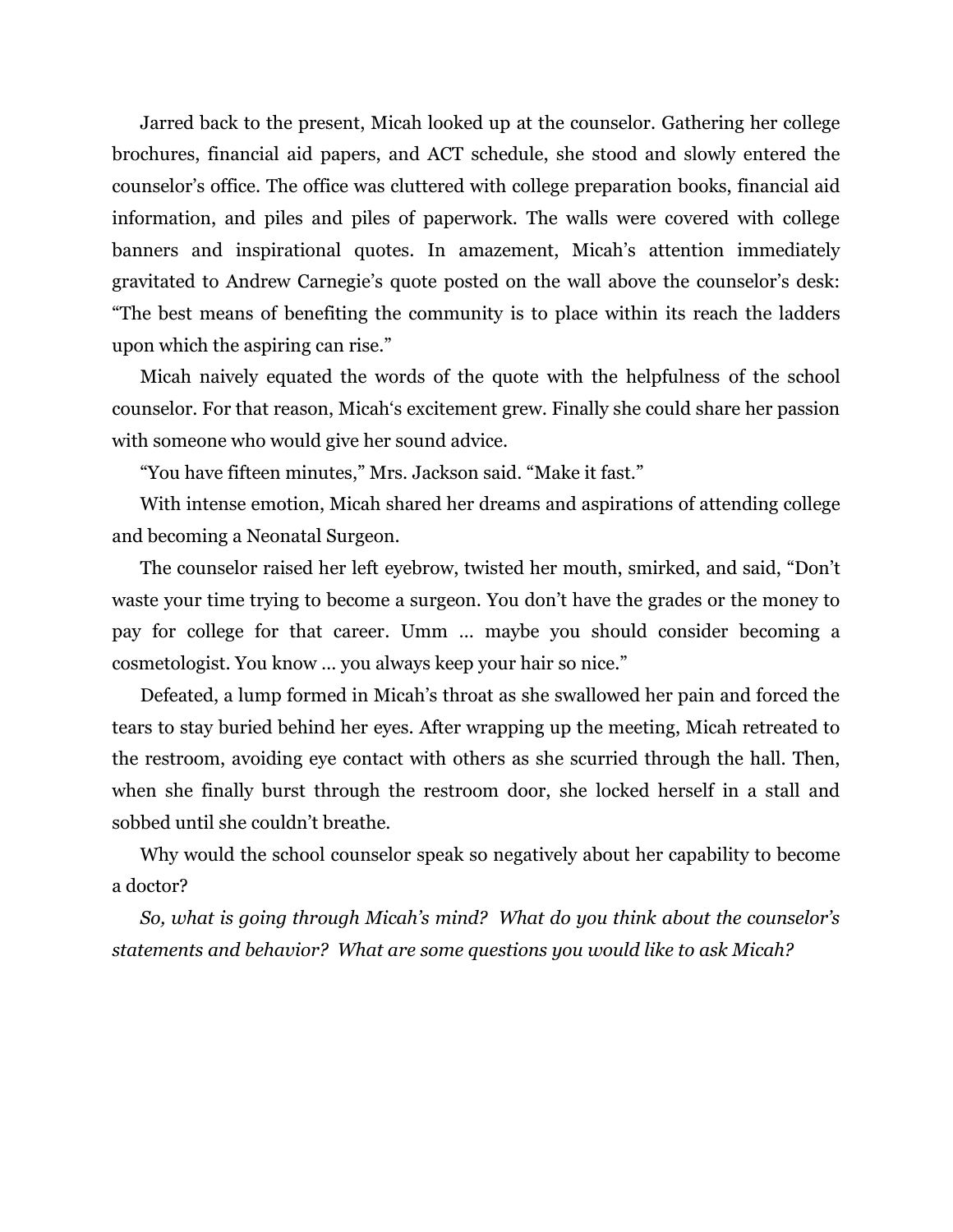Jarred back to the present, Micah looked up at the counselor. Gathering her college brochures, financial aid papers, and ACT schedule, she stood and slowly entered the counselor's office. The office was cluttered with college preparation books, financial aid information, and piles and piles of paperwork. The walls were covered with college banners and inspirational quotes. In amazement, Micah's attention immediately gravitated to Andrew Carnegie's quote posted on the wall above the counselor's desk: "The best means of benefiting the community is to place within its reach the ladders upon which the aspiring can rise."

Micah naively equated the words of the quote with the helpfulness of the school counselor. For that reason, Micah's excitement grew. Finally she could share her passion with someone who would give her sound advice.

"You have fifteen minutes," Mrs. Jackson said. "Make it fast."

With intense emotion, Micah shared her dreams and aspirations of attending college and becoming a Neonatal Surgeon.

The counselor raised her left eyebrow, twisted her mouth, smirked, and said, "Don't waste your time trying to become a surgeon. You don't have the grades or the money to pay for college for that career. Umm … maybe you should consider becoming a cosmetologist. You know … you always keep your hair so nice."

Defeated, a lump formed in Micah's throat as she swallowed her pain and forced the tears to stay buried behind her eyes. After wrapping up the meeting, Micah retreated to the restroom, avoiding eye contact with others as she scurried through the hall. Then, when she finally burst through the restroom door, she locked herself in a stall and sobbed until she couldn't breathe.

Why would the school counselor speak so negatively about her capability to become a doctor?

*So, what is going through Micah's mind? What do you think about the counselor's statements and behavior? What are some questions you would like to ask Micah?*